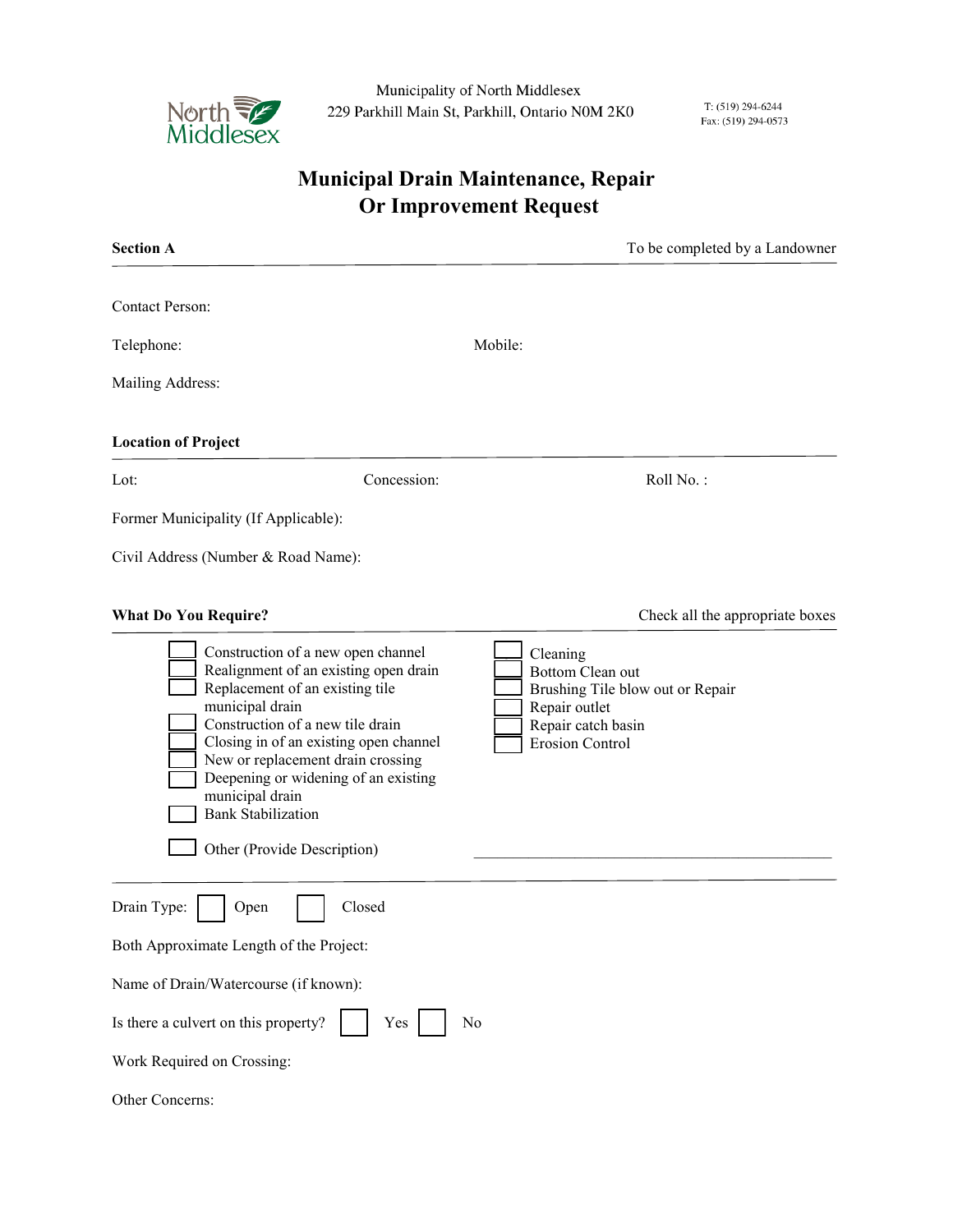Municipality of North Middlesex
229 Parkhill Main St, Parkhill, Ontario N0M 2K0

T: (519) 294-6244
Fax: (519) 294-0573

# Municipal Drain Maintenance, Repair Or Improvement Request

**Section A** — To be completed by a Landowner

Contact Person:

Telephone: Mobile:

Mailing Address:

**Location of Project**

Lot: Concession: Roll No. :

Former Municipality (If Applicable):

Civil Address (Number & Road Name):

**What Do You Require?** — Check all the appropriate boxes

- ☐ Construction of a new open channel
- ☐ Realignment of an existing open drain
- ☐ Replacement of an existing tile municipal drain
- ☐ Construction of a new tile drain
- ☐ Closing in of an existing open channel
- ☐ New or replacement drain crossing
- ☐ Deepening or widening of an existing municipal drain
- ☐ Bank Stabilization
- ☐ Cleaning
- ☐ Bottom Clean out
- ☐ Brushing Tile blow out or Repair
- ☐ Repair outlet
- ☐ Repair catch basin
- ☐ Erosion Control
- ☐ Other (Provide Description) ______________________________

Drain Type: ☐ Open ☐ Closed

Both Approximate Length of the Project:

Name of Drain/Watercourse (if known):

Is there a culvert on this property? ☐ Yes ☐ No

Work Required on Crossing:

Other Concerns: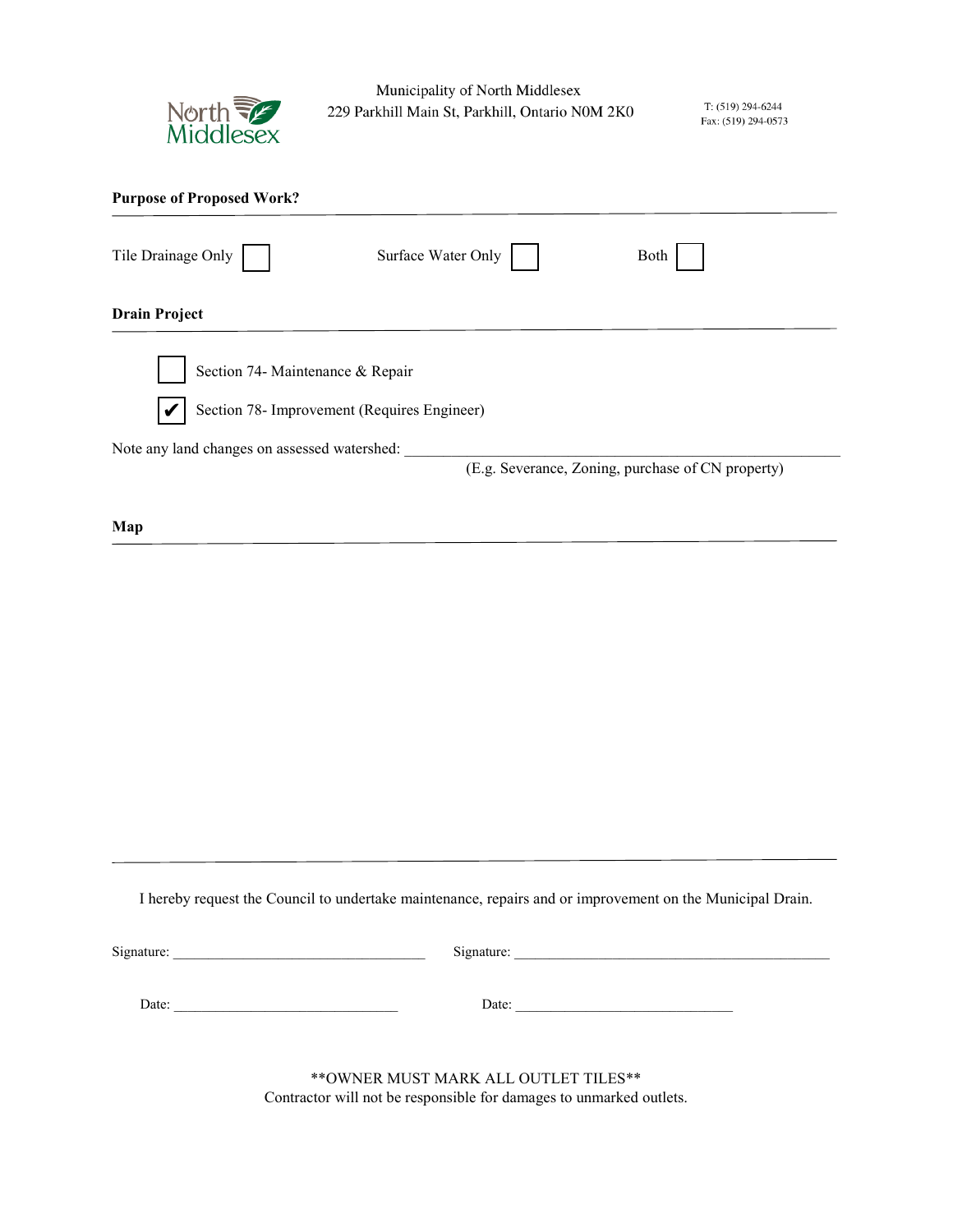Municipality of North Middlesex
229 Parkhill Main St, Parkhill, Ontario N0M 2K0

T: (519) 294-6244
Fax: (519) 294-0573

**Purpose of Proposed Work?**

Tile Drainage Only ☐ Surface Water Only ☐ Both ☐

**Drain Project**

☐ Section 74- Maintenance & Repair

☑ Section 78- Improvement (Requires Engineer)

Note any land changes on assessed watershed: ____________________________________________
(E.g. Severance, Zoning, purchase of CN property)

**Map**

I hereby request the Council to undertake maintenance, repairs and or improvement on the Municipal Drain.

Signature: ______________________ Signature: ______________________

Date: ______________________ Date: ______________________

**OWNER MUST MARK ALL OUTLET TILES**
Contractor will not be responsible for damages to unmarked outlets.